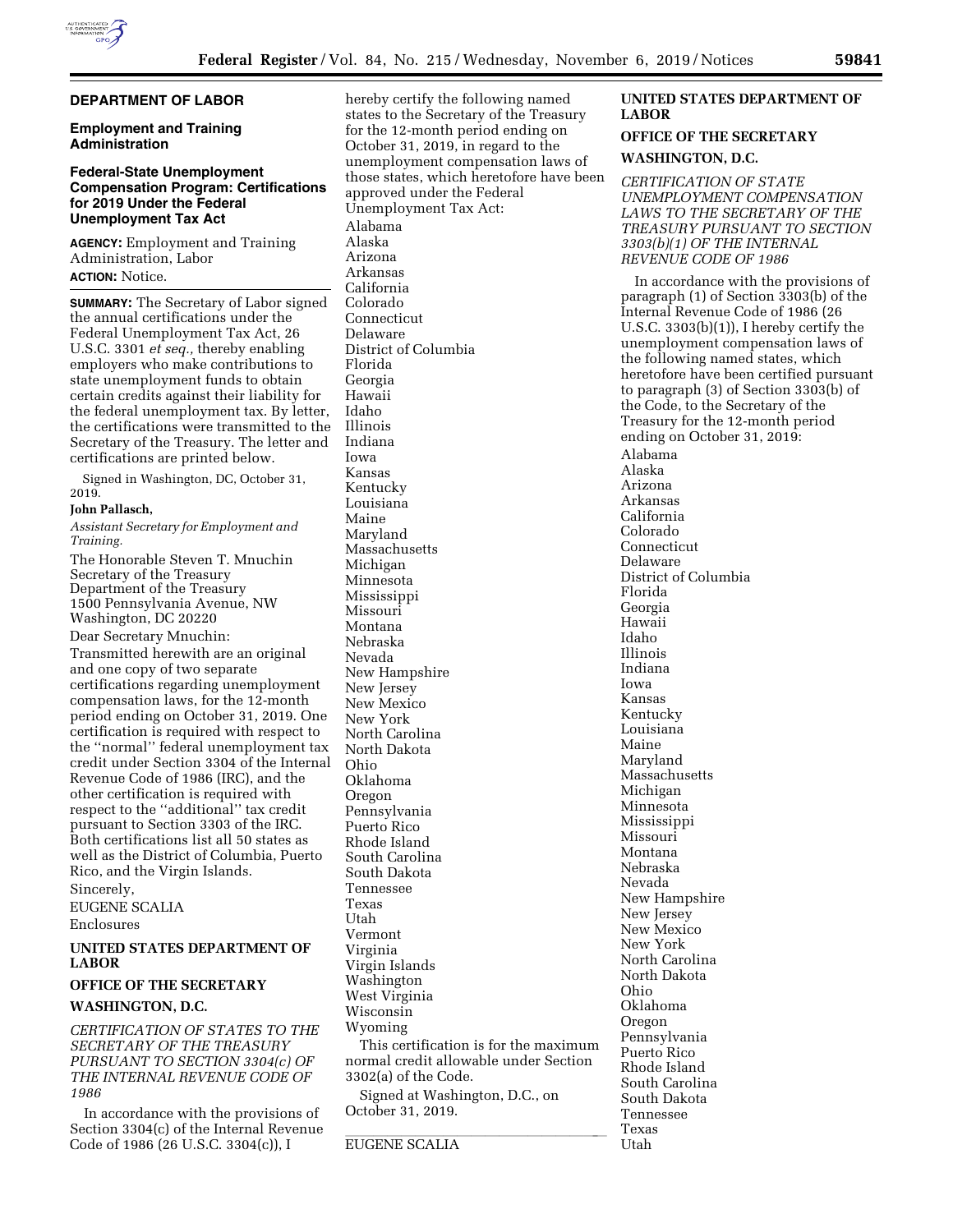## DEPARTMENT OF LABOR

### Employment and Training Administration

### Federal-State Unemployment Compensation Program: Certifications for 2019 Under the Federal Unemployment Tax Act

**AGENCY:** Employment and Training Administration, Labor

**ACTION:** Notice.

**SUMMARY:** The Secretary of Labor signed the annual certifications under the Federal Unemployment Tax Act, 26 U.S.C. 3301 *et seq.,* thereby enabling employers who make contributions to state unemployment funds to obtain certain credits against their liability for the federal unemployment tax. By letter, the certifications were transmitted to the Secretary of the Treasury. The letter and certifications are printed below.

Signed in Washington, DC, October 31, 2019.

**John Pallasch,**

*Assistant Secretary for Employment and Training.*

The Honorable Steven T. Mnuchin
Secretary of the Treasury
Department of the Treasury
1500 Pennsylvania Avenue, NW
Washington, DC 20220

Dear Secretary Mnuchin:

Transmitted herewith are an original and one copy of two separate certifications regarding unemployment compensation laws, for the 12-month period ending on October 31, 2019. One certification is required with respect to the ''normal'' federal unemployment tax credit under Section 3304 of the Internal Revenue Code of 1986 (IRC), and the other certification is required with respect to the ''additional'' tax credit pursuant to Section 3303 of the IRC. Both certifications list all 50 states as well as the District of Columbia, Puerto Rico, and the Virgin Islands.

Sincerely,

EUGENE SCALIA

Enclosures

**UNITED STATES DEPARTMENT OF LABOR**

**OFFICE OF THE SECRETARY**

**WASHINGTON, D.C.**

*CERTIFICATION OF STATES TO THE SECRETARY OF THE TREASURY PURSUANT TO SECTION 3304(c) OF THE INTERNAL REVENUE CODE OF 1986*

In accordance with the provisions of Section 3304(c) of the Internal Revenue Code of 1986 (26 U.S.C. 3304(c)), I hereby certify the following named states to the Secretary of the Treasury for the 12-month period ending on October 31, 2019, in regard to the unemployment compensation laws of those states, which heretofore have been approved under the Federal Unemployment Tax Act:

Alabama
Alaska
Arizona
Arkansas
California
Colorado
Connecticut
Delaware
District of Columbia
Florida
Georgia
Hawaii
Idaho
Illinois
Indiana
Iowa
Kansas
Kentucky
Louisiana
Maine
Maryland
Massachusetts
Michigan
Minnesota
Mississippi
Missouri
Montana
Nebraska
Nevada
New Hampshire
New Jersey
New Mexico
New York
North Carolina
North Dakota
Ohio
Oklahoma
Oregon
Pennsylvania
Puerto Rico
Rhode Island
South Carolina
South Dakota
Tennessee
Texas
Utah
Vermont
Virginia
Virgin Islands
Washington
West Virginia
Wisconsin
Wyoming

This certification is for the maximum normal credit allowable under Section 3302(a) of the Code.

Signed at Washington, D.C., on October 31, 2019.

EUGENE SCALIA

**UNITED STATES DEPARTMENT OF LABOR**

**OFFICE OF THE SECRETARY**

**WASHINGTON, D.C.**

*CERTIFICATION OF STATE UNEMPLOYMENT COMPENSATION LAWS TO THE SECRETARY OF THE TREASURY PURSUANT TO SECTION 3303(b)(1) OF THE INTERNAL REVENUE CODE OF 1986*

In accordance with the provisions of paragraph (1) of Section 3303(b) of the Internal Revenue Code of 1986 (26 U.S.C. 3303(b)(1)), I hereby certify the unemployment compensation laws of the following named states, which heretofore have been certified pursuant to paragraph (3) of Section 3303(b) of the Code, to the Secretary of the Treasury for the 12-month period ending on October 31, 2019:

Alabama
Alaska
Arizona
Arkansas
California
Colorado
Connecticut
Delaware
District of Columbia
Florida
Georgia
Hawaii
Idaho
Illinois
Indiana
Iowa
Kansas
Kentucky
Louisiana
Maine
Maryland
Massachusetts
Michigan
Minnesota
Mississippi
Missouri
Montana
Nebraska
Nevada
New Hampshire
New Jersey
New Mexico
New York
North Carolina
North Dakota
Ohio
Oklahoma
Oregon
Pennsylvania
Puerto Rico
Rhode Island
South Carolina
South Dakota
Tennessee
Texas
Utah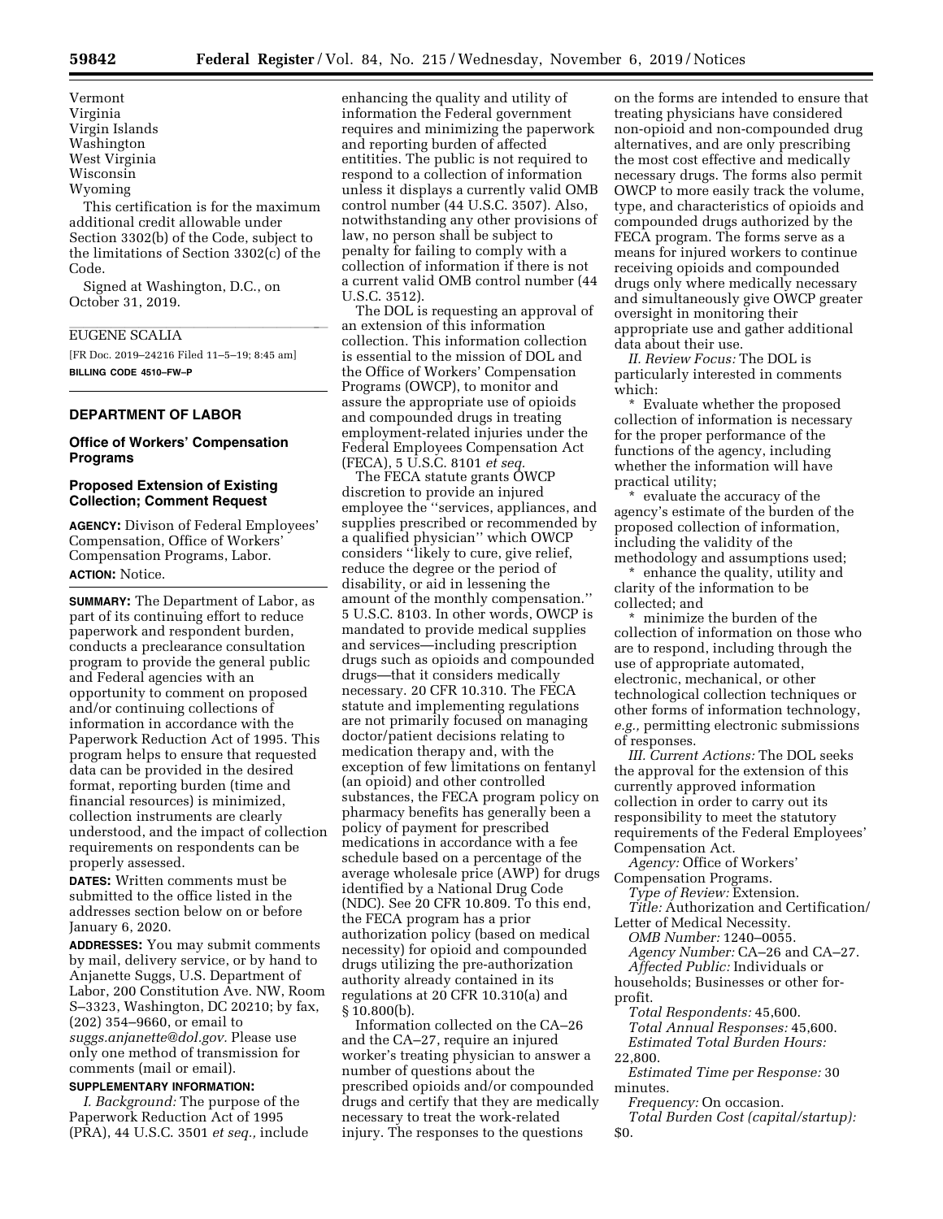Vermont
Virginia
Virgin Islands
Washington
West Virginia
Wisconsin
Wyoming

This certification is for the maximum additional credit allowable under Section 3302(b) of the Code, subject to the limitations of Section 3302(c) of the Code.

Signed at Washington, D.C., on October 31, 2019.

EUGENE SCALIA

[FR Doc. 2019–24216 Filed 11–5–19; 8:45 am]

**BILLING CODE 4510–FW–P**

## DEPARTMENT OF LABOR

### Office of Workers' Compensation Programs

### Proposed Extension of Existing Collection; Comment Request

**AGENCY:** Divison of Federal Employees' Compensation, Office of Workers' Compensation Programs, Labor.

**ACTION:** Notice.

**SUMMARY:** The Department of Labor, as part of its continuing effort to reduce paperwork and respondent burden, conducts a preclearance consultation program to provide the general public and Federal agencies with an opportunity to comment on proposed and/or continuing collections of information in accordance with the Paperwork Reduction Act of 1995. This program helps to ensure that requested data can be provided in the desired format, reporting burden (time and financial resources) is minimized, collection instruments are clearly understood, and the impact of collection requirements on respondents can be properly assessed.

**DATES:** Written comments must be submitted to the office listed in the addresses section below on or before January 6, 2020.

**ADDRESSES:** You may submit comments by mail, delivery service, or by hand to Anjanette Suggs, U.S. Department of Labor, 200 Constitution Ave. NW, Room S–3323, Washington, DC 20210; by fax, (202) 354–9660, or email to *suggs.anjanette@dol.gov*. Please use only one method of transmission for comments (mail or email).

**SUPPLEMENTARY INFORMATION:**

*I. Background:* The purpose of the Paperwork Reduction Act of 1995 (PRA), 44 U.S.C. 3501 *et seq.,* include enhancing the quality and utility of information the Federal government requires and minimizing the paperwork and reporting burden of affected entitities. The public is not required to respond to a collection of information unless it displays a currently valid OMB control number (44 U.S.C. 3507). Also, notwithstanding any other provisions of law, no person shall be subject to penalty for failing to comply with a collection of information if there is not a current valid OMB control number (44 U.S.C. 3512).

The DOL is requesting an approval of an extension of this information collection. This information collection is essential to the mission of DOL and the Office of Workers' Compensation Programs (OWCP), to monitor and assure the appropriate use of opioids and compounded drugs in treating employment-related injuries under the Federal Employees Compensation Act (FECA), 5 U.S.C. 8101 *et seq.*

The FECA statute grants OWCP discretion to provide an injured employee the ''services, appliances, and supplies prescribed or recommended by a qualified physician'' which OWCP considers ''likely to cure, give relief, reduce the degree or the period of disability, or aid in lessening the amount of the monthly compensation.'' 5 U.S.C. 8103. In other words, OWCP is mandated to provide medical supplies and services—including prescription drugs such as opioids and compounded drugs—that it considers medically necessary. 20 CFR 10.310. The FECA statute and implementing regulations are not primarily focused on managing doctor/patient decisions relating to medication therapy and, with the exception of few limitations on fentanyl (an opioid) and other controlled substances, the FECA program policy on pharmacy benefits has generally been a policy of payment for prescribed medications in accordance with a fee schedule based on a percentage of the average wholesale price (AWP) for drugs identified by a National Drug Code (NDC). See 20 CFR 10.809. To this end, the FECA program has a prior authorization policy (based on medical necessity) for opioid and compounded drugs utilizing the pre-authorization authority already contained in its regulations at 20 CFR 10.310(a) and § 10.800(b).

Information collected on the CA–26 and the CA–27, require an injured worker's treating physician to answer a number of questions about the prescribed opioids and/or compounded drugs and certify that they are medically necessary to treat the work-related injury. The responses to the questions on the forms are intended to ensure that treating physicians have considered non-opioid and non-compounded drug alternatives, and are only prescribing the most cost effective and medically necessary drugs. The forms also permit OWCP to more easily track the volume, type, and characteristics of opioids and compounded drugs authorized by the FECA program. The forms serve as a means for injured workers to continue receiving opioids and compounded drugs only where medically necessary and simultaneously give OWCP greater oversight in monitoring their appropriate use and gather additional data about their use.

*II. Review Focus:* The DOL is particularly interested in comments which:

* Evaluate whether the proposed collection of information is necessary for the proper performance of the functions of the agency, including whether the information will have practical utility;
* evaluate the accuracy of the agency's estimate of the burden of the proposed collection of information, including the validity of the methodology and assumptions used;
* enhance the quality, utility and clarity of the information to be collected; and
* minimize the burden of the collection of information on those who are to respond, including through the use of appropriate automated, electronic, mechanical, or other technological collection techniques or other forms of information technology, *e.g.,* permitting electronic submissions of responses.

*III. Current Actions:* The DOL seeks the approval for the extension of this currently approved information collection in order to carry out its responsibility to meet the statutory requirements of the Federal Employees' Compensation Act.

*Agency:* Office of Workers' Compensation Programs.

*Type of Review:* Extension.

*Title:* Authorization and Certification/Letter of Medical Necessity.

*OMB Number:* 1240–0055.

*Agency Number:* CA–26 and CA–27.

*Affected Public:* Individuals or households; Businesses or other for-profit.

*Total Respondents:* 45,600.

*Total Annual Responses:* 45,600.

*Estimated Total Burden Hours:* 22,800.

*Estimated Time per Response:* 30 minutes.

*Frequency:* On occasion.

*Total Burden Cost (capital/startup):* $0.